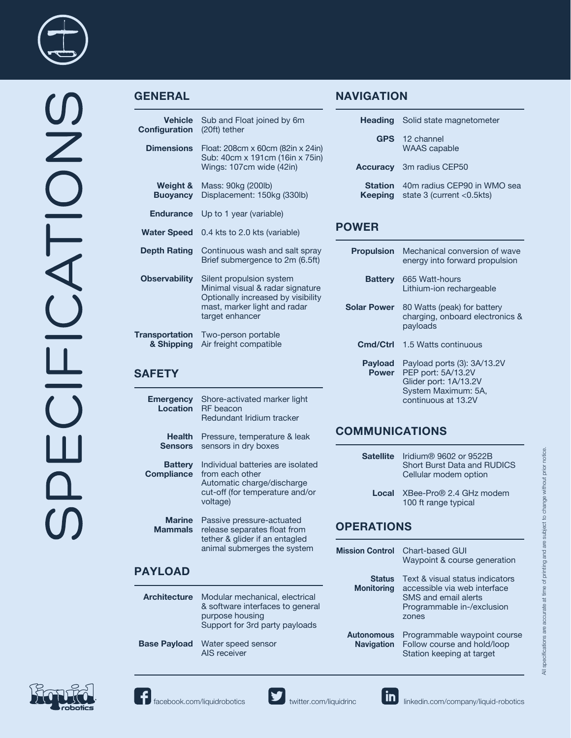# SPECIFICATIONS

## GENERAL

| | |
|---|---|
| **Vehicle Configuration** | Sub and Float joined by 6m (20ft) tether |
| **Dimensions** | Float: 208cm x 60cm (82in x 24in)<br>Sub: 40cm x 191cm (16in x 75in)<br>Wings: 107cm wide (42in) |
| **Weight & Buoyancy** | Mass: 90kg (200lb)<br>Displacement: 150kg (330lb) |
| **Endurance** | Up to 1 year (variable) |
| **Water Speed** | 0.4 kts to 2.0 kts (variable) |
| **Depth Rating** | Continuous wash and salt spray<br>Brief submergence to 2m (6.5ft) |
| **Observability** | Silent propulsion system<br>Minimal visual & radar signature<br>Optionally increased by visibility mast, marker light and radar target enhancer |
| **Transportation & Shipping** | Two-person portable<br>Air freight compatible |

## SAFETY

| | |
|---|---|
| **Emergency Location** | Shore-activated marker light<br>RF beacon<br>Redundant Iridium tracker |
| **Health Sensors** | Pressure, temperature & leak sensors in dry boxes |
| **Battery Compliance** | Individual batteries are isolated from each other<br>Automatic charge/discharge cut-off (for temperature and/or voltage) |
| **Marine Mammals** | Passive pressure-actuated release separates float from tether & glider if an entagled animal submerges the system |

## PAYLOAD

| | |
|---|---|
| **Architecture** | Modular mechanical, electrical & software interfaces to general purpose housing<br>Support for 3rd party payloads |
| **Base Payload** | Water speed sensor<br>AIS receiver |

## NAVIGATION

| | |
|---|---|
| **Heading** | Solid state magnetometer |
| **GPS** | 12 channel<br>WAAS capable |
| **Accuracy** | 3m radius CEP50 |
| **Station Keeping** | 40m radius CEP90 in WMO sea state 3 (current <0.5kts) |

## POWER

| | |
|---|---|
| **Propulsion** | Mechanical conversion of wave energy into forward propulsion |
| **Battery** | 665 Watt-hours<br>Lithium-ion rechargeable |
| **Solar Power** | 80 Watts (peak) for battery charging, onboard electronics & payloads |
| **Cmd/Ctrl** | 1.5 Watts continuous |
| **Payload Power** | Payload ports (3): 3A/13.2V<br>PEP port: 5A/13.2V<br>Glider port: 1A/13.2V<br>System Maximum: 5A, continuous at 13.2V |

## COMMUNICATIONS

| | |
|---|---|
| **Satellite** | Iridium® 9602 or 9522B<br>Short Burst Data and RUDICS<br>Cellular modem option |
| **Local** | XBee-Pro® 2.4 GHz modem<br>100 ft range typical |

## OPERATIONS

| | |
|---|---|
| **Mission Control** | Chart-based GUI<br>Waypoint & course generation |
| **Status Monitoring** | Text & visual status indicators accessible via web interface<br>SMS and email alerts<br>Programmable in-/exclusion zones |
| **Autonomous Navigation** | Programmable waypoint course<br>Follow course and hold/loop<br>Station keeping at target |

All specifications are accurate at time of printing and are subject to change without prior notice.

liquid robotics

facebook.com/liquidrobotics twitter.com/liquidrinc linkedin.com/company/liquid-robotics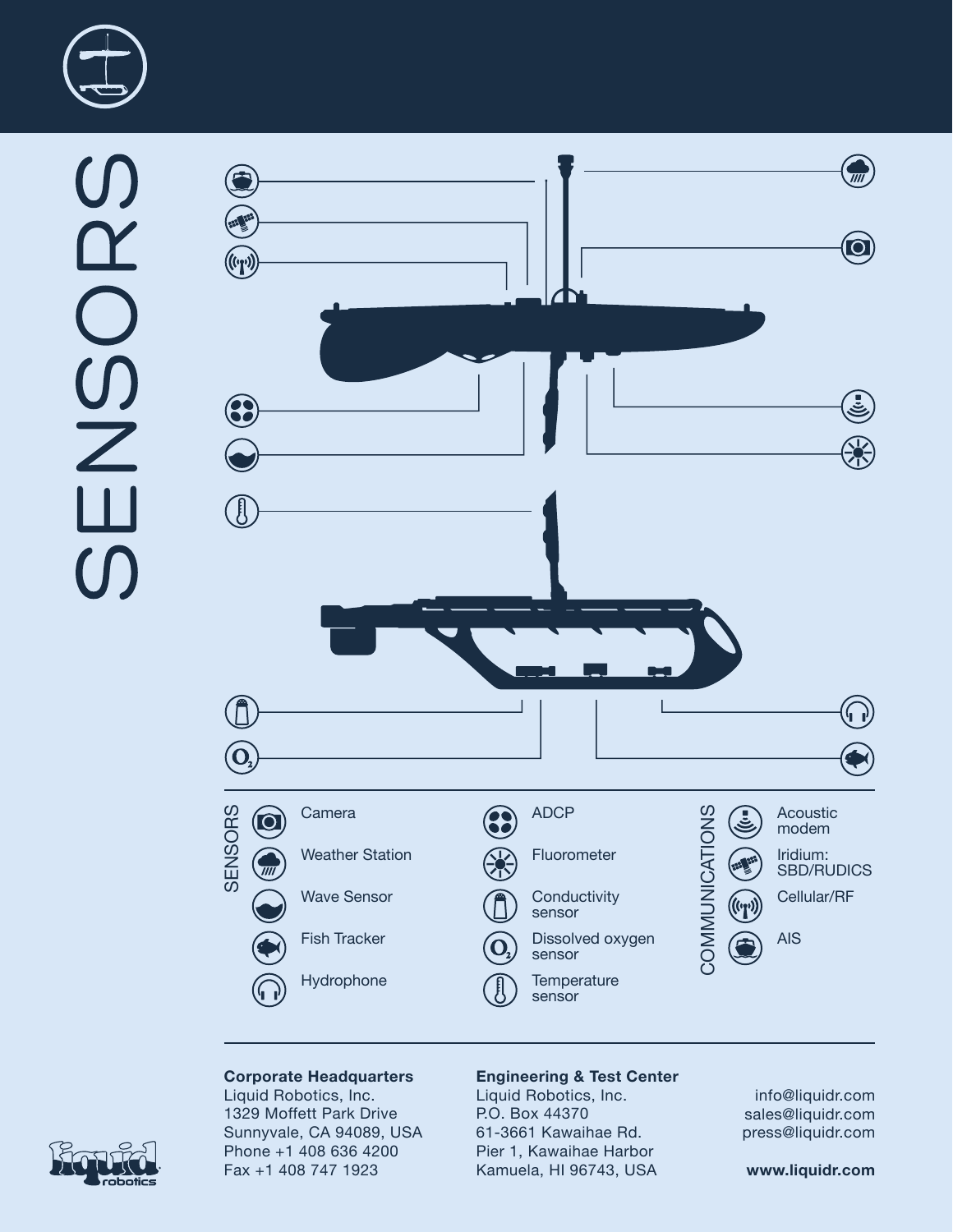# SENSORS

## SENSORS

- Camera
- Weather Station
- Wave Sensor
- Fish Tracker
- Hydrophone
- ADCP
- Fluorometer
- Conductivity sensor
- Dissolved oxygen sensor
- Temperature sensor

## COMMUNICATIONS

- Acoustic modem
- Iridium: SBD/RUDICS
- Cellular/RF
- AIS

**Corporate Headquarters**
Liquid Robotics, Inc.
1329 Moffett Park Drive
Sunnyvale, CA 94089, USA
Phone +1 408 636 4200
Fax +1 408 747 1923

**Engineering & Test Center**
Liquid Robotics, Inc.
P.O. Box 44370
61-3661 Kawaihae Rd.
Pier 1, Kawaihae Harbor
Kamuela, HI 96743, USA

info@liquidr.com
sales@liquidr.com
press@liquidr.com

**www.liquidr.com**

liquid robotics